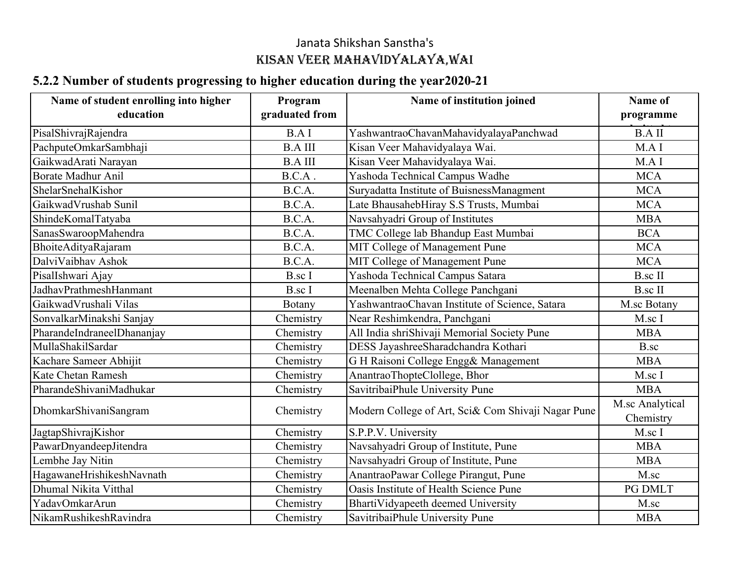Janata Shikshan Sanstha's

# KISAN VEER MAHAVIDYALAYA,WAI

## 5.2.2 Number of students progressing to higher education during the year2020-21

| Name of student enrolling into higher education | Program graduated from | Name of institution joined | Name of programme |
|---|---|---|---|
| PisalShivrajRajendra | B.A I | YashwantraoChavanMahavidyalayaPanchwad | B.A II |
| PachputeOmkarSambhaji | B.A III | Kisan Veer Mahavidyalaya Wai. | M.A I |
| GaikwadArati Narayan | B.A III | Kisan Veer Mahavidyalaya Wai. | M.A I |
| Borate Madhur Anil | B.C.A . | Yashoda Technical Campus Wadhe | MCA |
| ShelarSnehalKishor | B.C.A. | Suryadatta Institute of BuisnessManagment | MCA |
| GaikwadVrushab Sunil | B.C.A. | Late BhausahebHiray S.S Trusts, Mumbai | MCA |
| ShindeKomalTatyaba | B.C.A. | Navsahyadri Group of Institutes | MBA |
| SanasSwaroopMahendra | B.C.A. | TMC College lab Bhandup East Mumbai | BCA |
| BhoiteAdityaRajaram | B.C.A. | MIT College of Management Pune | MCA |
| DalviVaibhav Ashok | B.C.A. | MIT College of Management Pune | MCA |
| PisalIshwari Ajay | B.sc I | Yashoda Technical Campus Satara | B.sc II |
| JadhavPrathmeshHanmant | B.sc I | Meenalben Mehta College Panchgani | B.sc II |
| GaikwadVrushali Vilas | Botany | YashwantraoChavan Institute of Science, Satara | M.sc Botany |
| SonvalkarMinakshi Sanjay | Chemistry | Near Reshimkendra, Panchgani | M.sc I |
| PharandeIndraneelDhananjay | Chemistry | All India shriShivaji Memorial Society Pune | MBA |
| MullaShakilSardar | Chemistry | DESS JayashreeSharadchandra Kothari | B.sc |
| Kachare Sameer Abhijit | Chemistry | G H Raisoni College Engg& Management | MBA |
| Kate Chetan Ramesh | Chemistry | AnantraoThopteClollege, Bhor | M.sc I |
| PharandeShivaniMadhukar | Chemistry | SavitribaiPhule University Pune | MBA |
| DhomkarShivaniSangram | Chemistry | Modern College of Art, Sci& Com Shivaji Nagar Pune | M.sc Analytical Chemistry |
| JagtapShivrajKishor | Chemistry | S.P.P.V. University | M.sc I |
| PawarDnyandeepJitendra | Chemistry | Navsahyadri Group of Institute, Pune | MBA |
| Lembhe Jay Nitin | Chemistry | Navsahyadri Group of Institute, Pune | MBA |
| HagawaneHrishikeshNavnath | Chemistry | AnantraoPawar College Pirangut, Pune | M.sc |
| Dhumal Nikita Vitthal | Chemistry | Oasis Institute of Health Science Pune | PG DMLT |
| YadavOmkarArun | Chemistry | BhartiVidyapeeth deemed University | M.sc |
| NikamRushikeshRavindra | Chemistry | SavitribaiPhule University Pune | MBA |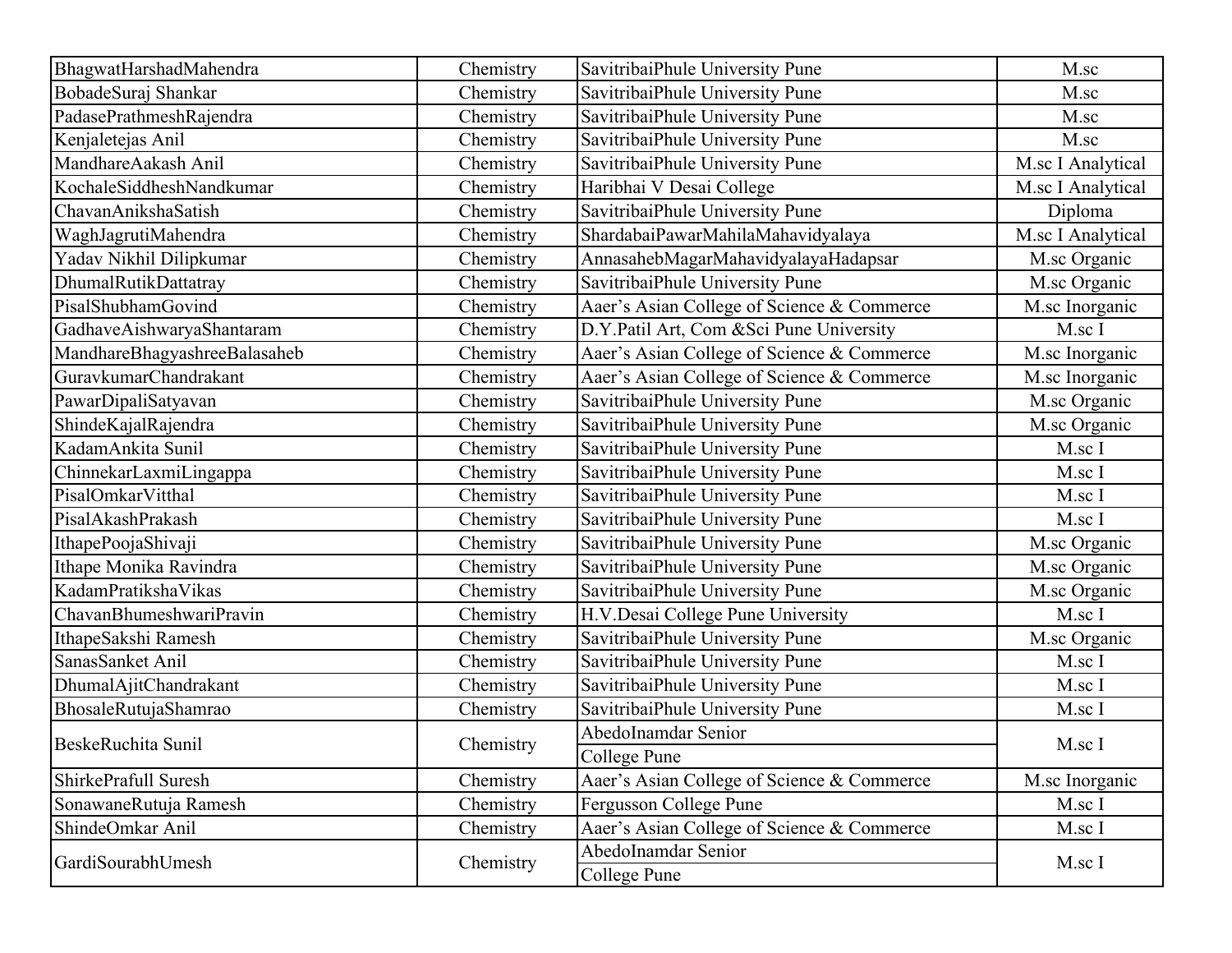| BhagwatHarshadMahendra | Chemistry | SavitribaiPhule University Pune | M.sc |
|---|---|---|---|
| BobadeSuraj Shankar | Chemistry | SavitribaiPhule University Pune | M.sc |
| PadasePrathmeshRajendra | Chemistry | SavitribaiPhule University Pune | M.sc |
| Kenjaletejas Anil | Chemistry | SavitribaiPhule University Pune | M.sc |
| MandhareAakash Anil | Chemistry | SavitribaiPhule University Pune | M.sc I Analytical |
| KochaleSiddheshNandkumar | Chemistry | Haribhai V Desai College | M.sc I Analytical |
| ChavanAnikshaSatish | Chemistry | SavitribaiPhule University Pune | Diploma |
| WaghJagrutiMahendra | Chemistry | ShardabaiPawarMahilaMahavidyalaya | M.sc I Analytical |
| Yadav Nikhil Dilipkumar | Chemistry | AnnasahebMagarMahavidyalayaHadapsar | M.sc Organic |
| DhumalRutikDattatray | Chemistry | SavitribaiPhule University Pune | M.sc Organic |
| PisalShubhamGovind | Chemistry | Aaer's Asian College of Science & Commerce | M.sc Inorganic |
| GadhaveAishwaryaShantaram | Chemistry | D.Y.Patil Art, Com &Sci Pune University | M.sc I |
| MandhareBhagyashreeBalasaheb | Chemistry | Aaer's Asian College of Science & Commerce | M.sc Inorganic |
| GuravkumarChandrakant | Chemistry | Aaer's Asian College of Science & Commerce | M.sc Inorganic |
| PawarDipaliSatyavan | Chemistry | SavitribaiPhule University Pune | M.sc Organic |
| ShindeKajalRajendra | Chemistry | SavitribaiPhule University Pune | M.sc Organic |
| KadamAnkita Sunil | Chemistry | SavitribaiPhule University Pune | M.sc I |
| ChinnekarLaxmiLingappa | Chemistry | SavitribaiPhule University Pune | M.sc I |
| PisalOmkarVitthal | Chemistry | SavitribaiPhule University Pune | M.sc I |
| PisalAkashPrakash | Chemistry | SavitribaiPhule University Pune | M.sc I |
| IthapePoojaShivaji | Chemistry | SavitribaiPhule University Pune | M.sc Organic |
| Ithape Monika Ravindra | Chemistry | SavitribaiPhule University Pune | M.sc Organic |
| KadamPratikshaVikas | Chemistry | SavitribaiPhule University Pune | M.sc Organic |
| ChavanBhumeshwariPravin | Chemistry | H.V.Desai College Pune University | M.sc I |
| IthapeSakshi Ramesh | Chemistry | SavitribaiPhule University Pune | M.sc Organic |
| SanasSanket Anil | Chemistry | SavitribaiPhule University Pune | M.sc I |
| DhumalAjitChandrakant | Chemistry | SavitribaiPhule University Pune | M.sc I |
| BhosaleRutujaShamrao | Chemistry | SavitribaiPhule University Pune | M.sc I |
| BeskeRuchita Sunil | Chemistry | AbedoInamdar Senior College Pune | M.sc I |
| ShirkePrafull Suresh | Chemistry | Aaer's Asian College of Science & Commerce | M.sc Inorganic |
| SonawaneRutuja Ramesh | Chemistry | Fergusson College Pune | M.sc I |
| ShindeOmkar Anil | Chemistry | Aaer's Asian College of Science & Commerce | M.sc I |
| GardiSourabhUmesh | Chemistry | AbedoInamdar Senior College Pune | M.sc I |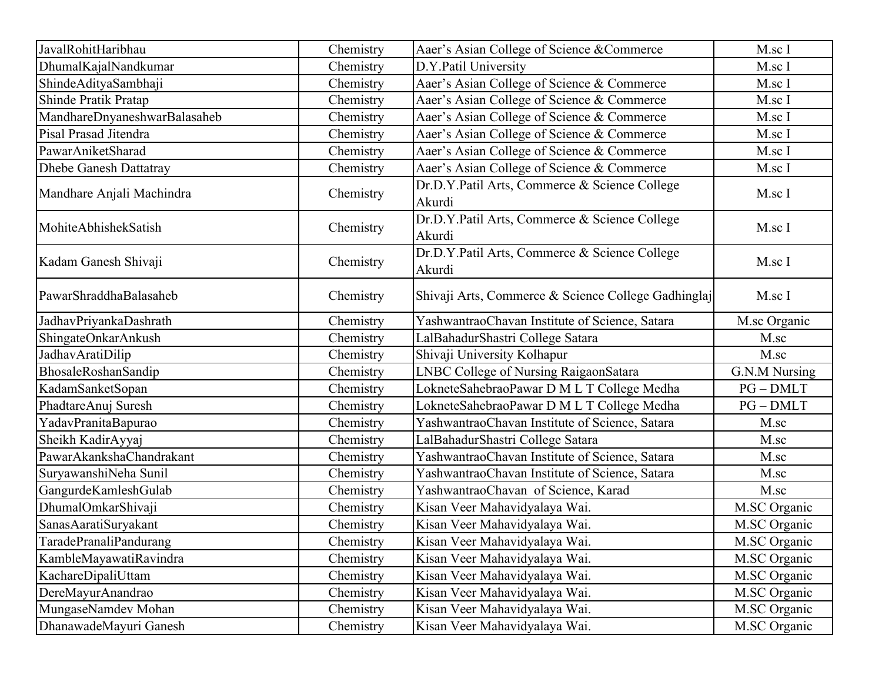| | | | |
|---|---|---|---|
| JavalRohitHaribhau | Chemistry | Aaer's Asian College of Science &Commerce | M.sc I |
| DhumalKajalNandkumar | Chemistry | D.Y.Patil University | M.sc I |
| ShindeAdityaSambhaji | Chemistry | Aaer's Asian College of Science & Commerce | M.sc I |
| Shinde Pratik Pratap | Chemistry | Aaer's Asian College of Science & Commerce | M.sc I |
| MandhareDnyaneshwarBalasaheb | Chemistry | Aaer's Asian College of Science & Commerce | M.sc I |
| Pisal Prasad Jitendra | Chemistry | Aaer's Asian College of Science & Commerce | M.sc I |
| PawarAniketSharad | Chemistry | Aaer's Asian College of Science & Commerce | M.sc I |
| Dhebe Ganesh Dattatray | Chemistry | Aaer's Asian College of Science & Commerce | M.sc I |
| Mandhare Anjali Machindra | Chemistry | Dr.D.Y.Patil Arts, Commerce & Science College Akurdi | M.sc I |
| MohiteAbhishekSatish | Chemistry | Dr.D.Y.Patil Arts, Commerce & Science College Akurdi | M.sc I |
| Kadam Ganesh Shivaji | Chemistry | Dr.D.Y.Patil Arts, Commerce & Science College Akurdi | M.sc I |
| PawarShraddhaBalasaheb | Chemistry | Shivaji Arts, Commerce & Science College Gadhinglaj | M.sc I |
| JadhavPriyankaDashrath | Chemistry | YashwantraoChavan Institute of Science, Satara | M.sc Organic |
| ShingateOnkarAnkush | Chemistry | LalBahadurShastri College Satara | M.sc |
| JadhavAratiDilip | Chemistry | Shivaji University Kolhapur | M.sc |
| BhosaleRoshanSandip | Chemistry | LNBC College of Nursing RaigaonSatara | G.N.M Nursing |
| KadamSanketSopan | Chemistry | LokneteSahebraoPawar D M L T College Medha | PG – DMLT |
| PhadtareAnuj Suresh | Chemistry | LokneteSahebraoPawar D M L T College Medha | PG – DMLT |
| YadavPranitaBapurao | Chemistry | YashwantraoChavan Institute of Science, Satara | M.sc |
| Sheikh KadirAyyaj | Chemistry | LalBahadurShastri College Satara | M.sc |
| PawarAkankshaChandrakant | Chemistry | YashwantraoChavan Institute of Science, Satara | M.sc |
| SuryawanshiNeha Sunil | Chemistry | YashwantraoChavan Institute of Science, Satara | M.sc |
| GangurdeKamleshGulab | Chemistry | YashwantraoChavan of Science, Karad | M.sc |
| DhumalOmkarShivaji | Chemistry | Kisan Veer Mahavidyalaya Wai. | M.SC Organic |
| SanasAaratiSuryakant | Chemistry | Kisan Veer Mahavidyalaya Wai. | M.SC Organic |
| TaradePranaliPandurang | Chemistry | Kisan Veer Mahavidyalaya Wai. | M.SC Organic |
| KambleMayawatiRavindra | Chemistry | Kisan Veer Mahavidyalaya Wai. | M.SC Organic |
| KachareDipaliUttam | Chemistry | Kisan Veer Mahavidyalaya Wai. | M.SC Organic |
| DereMayurAnandrao | Chemistry | Kisan Veer Mahavidyalaya Wai. | M.SC Organic |
| MungaseNamdev Mohan | Chemistry | Kisan Veer Mahavidyalaya Wai. | M.SC Organic |
| DhanawadeMayuri Ganesh | Chemistry | Kisan Veer Mahavidyalaya Wai. | M.SC Organic |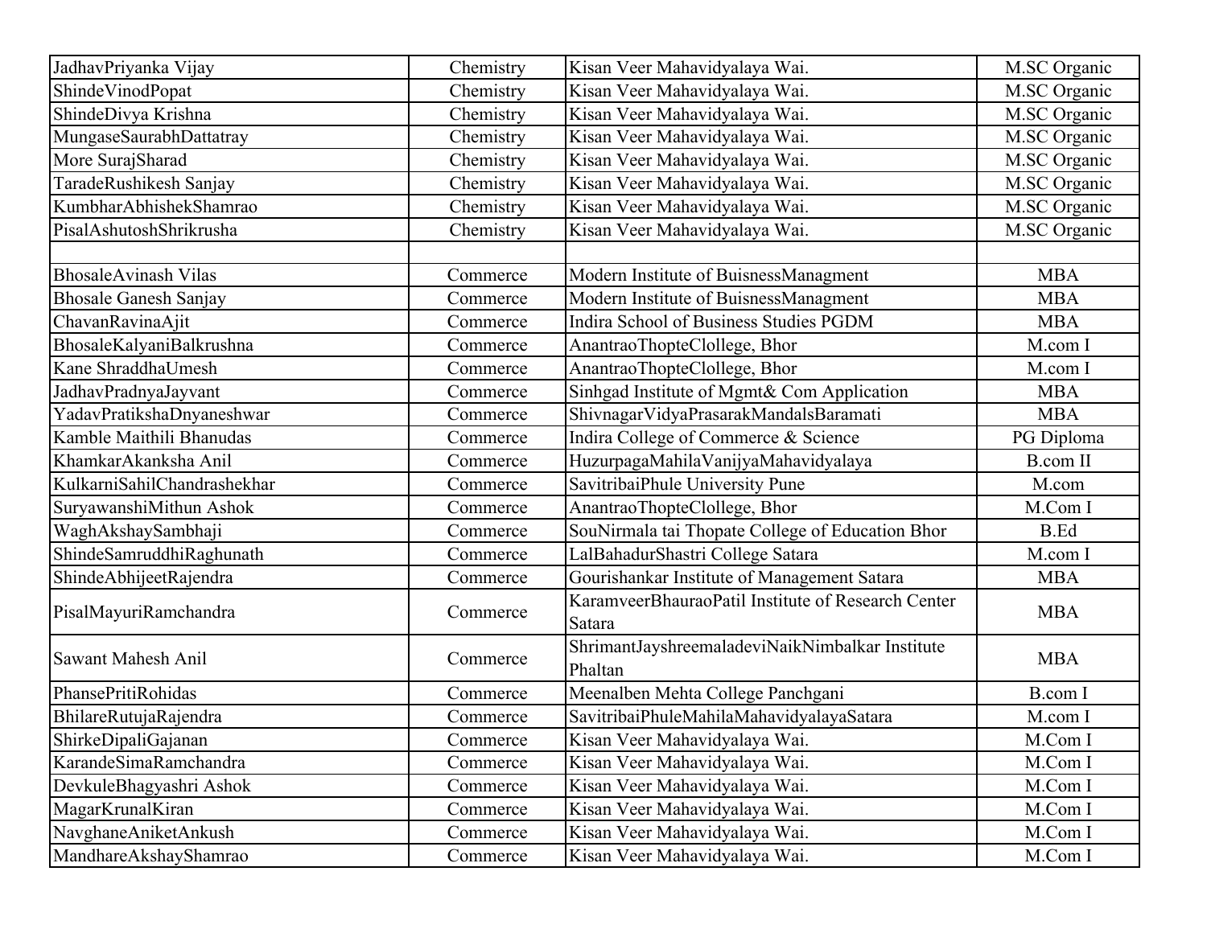| JadhavPriyanka Vijay | Chemistry | Kisan Veer Mahavidyalaya Wai. | M.SC Organic |
|---|---|---|---|
| ShindeVinodPopat | Chemistry | Kisan Veer Mahavidyalaya Wai. | M.SC Organic |
| ShindeDivya Krishna | Chemistry | Kisan Veer Mahavidyalaya Wai. | M.SC Organic |
| MungaseSaurabhDattatray | Chemistry | Kisan Veer Mahavidyalaya Wai. | M.SC Organic |
| More SurajSharad | Chemistry | Kisan Veer Mahavidyalaya Wai. | M.SC Organic |
| TaradeRushikesh Sanjay | Chemistry | Kisan Veer Mahavidyalaya Wai. | M.SC Organic |
| KumbharAbhishekShamrao | Chemistry | Kisan Veer Mahavidyalaya Wai. | M.SC Organic |
| PisalAshutoshShrikrusha | Chemistry | Kisan Veer Mahavidyalaya Wai. | M.SC Organic |
| | | | |
| BhosaleAvinash Vilas | Commerce | Modern Institute of BuisnessManagment | MBA |
| Bhosale Ganesh Sanjay | Commerce | Modern Institute of BuisnessManagment | MBA |
| ChavanRavinaAjit | Commerce | Indira School of Business Studies PGDM | MBA |
| BhosaleKalyaniBalkrushna | Commerce | AnantraoThopteClollege, Bhor | M.com I |
| Kane ShraddhaUmesh | Commerce | AnantraoThopteClollege, Bhor | M.com I |
| JadhavPradnyaJayvant | Commerce | Sinhgad Institute of Mgmt& Com Application | MBA |
| YadavPratikshaDnyaneshwar | Commerce | ShivnagarVidyaPrasarakMandalsBaramati | MBA |
| Kamble Maithili Bhanudas | Commerce | Indira College of Commerce & Science | PG Diploma |
| KhamkarAkanksha Anil | Commerce | HuzurpagaMahilaVanijyaMahavidyalaya | B.com II |
| KulkarniSahilChandrashekhar | Commerce | SavitribaiPhule University Pune | M.com |
| SuryawanshiMithun Ashok | Commerce | AnantraoThopteClollege, Bhor | M.Com I |
| WaghAkshaySambhaji | Commerce | SouNirmala tai Thopate College of Education Bhor | B.Ed |
| ShindeSamruddhiRaghunath | Commerce | LalBahadurShastri College Satara | M.com I |
| ShindeAbhijeetRajendra | Commerce | Gourishankar Institute of Management Satara | MBA |
| PisalMayuriRamchandra | Commerce | KaramveerBhauraoPatil Institute of Research Center Satara | MBA |
| Sawant Mahesh Anil | Commerce | ShrimantJayshreemaladeviNaikNimbalkar Institute Phaltan | MBA |
| PhansePritiRohidas | Commerce | Meenalben Mehta College Panchgani | B.com I |
| BhilareRutujaRajendra | Commerce | SavitribaiPhuleMahilaMahavidyalayaSatara | M.com I |
| ShirkeDipaliGajanan | Commerce | Kisan Veer Mahavidyalaya Wai. | M.Com I |
| KarandeSimaRamchandra | Commerce | Kisan Veer Mahavidyalaya Wai. | M.Com I |
| DevkuleBhagyashri Ashok | Commerce | Kisan Veer Mahavidyalaya Wai. | M.Com I |
| MagarKrunalKiran | Commerce | Kisan Veer Mahavidyalaya Wai. | M.Com I |
| NavghaneAniketAnkush | Commerce | Kisan Veer Mahavidyalaya Wai. | M.Com I |
| MandhareAkshayShamrao | Commerce | Kisan Veer Mahavidyalaya Wai. | M.Com I |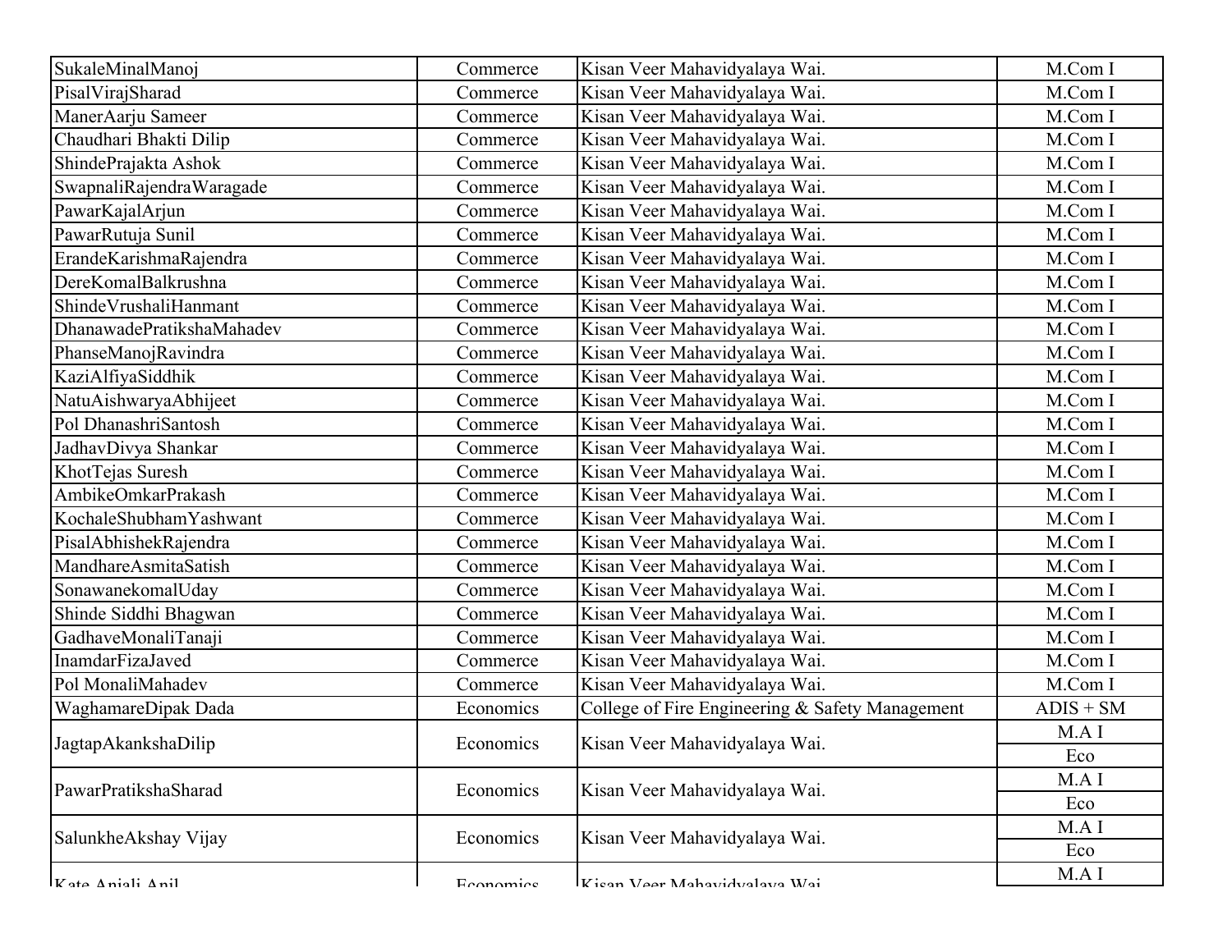| | | | |
|---|---|---|---|
| SukaleMinalManoj | Commerce | Kisan Veer Mahavidyalaya Wai. | M.Com I |
| PisalVirajSharad | Commerce | Kisan Veer Mahavidyalaya Wai. | M.Com I |
| ManerAarju Sameer | Commerce | Kisan Veer Mahavidyalaya Wai. | M.Com I |
| Chaudhari Bhakti Dilip | Commerce | Kisan Veer Mahavidyalaya Wai. | M.Com I |
| ShindePrajakta Ashok | Commerce | Kisan Veer Mahavidyalaya Wai. | M.Com I |
| SwapnaliRajendraWaragade | Commerce | Kisan Veer Mahavidyalaya Wai. | M.Com I |
| PawarKajalArjun | Commerce | Kisan Veer Mahavidyalaya Wai. | M.Com I |
| PawarRutuja Sunil | Commerce | Kisan Veer Mahavidyalaya Wai. | M.Com I |
| ErandeKarishmaRajendra | Commerce | Kisan Veer Mahavidyalaya Wai. | M.Com I |
| DereKomalBalkrushna | Commerce | Kisan Veer Mahavidyalaya Wai. | M.Com I |
| ShindeVrushaliHanmant | Commerce | Kisan Veer Mahavidyalaya Wai. | M.Com I |
| DhanawadePratikshaMahadev | Commerce | Kisan Veer Mahavidyalaya Wai. | M.Com I |
| PhanseManojRavindra | Commerce | Kisan Veer Mahavidyalaya Wai. | M.Com I |
| KaziAlfiyaSiddhik | Commerce | Kisan Veer Mahavidyalaya Wai. | M.Com I |
| NatuAishwaryaAbhijeet | Commerce | Kisan Veer Mahavidyalaya Wai. | M.Com I |
| Pol DhanashriSantosh | Commerce | Kisan Veer Mahavidyalaya Wai. | M.Com I |
| JadhavDivya Shankar | Commerce | Kisan Veer Mahavidyalaya Wai. | M.Com I |
| KhotTejas Suresh | Commerce | Kisan Veer Mahavidyalaya Wai. | M.Com I |
| AmbikeOmkarPrakash | Commerce | Kisan Veer Mahavidyalaya Wai. | M.Com I |
| KochaleShubhamYashwant | Commerce | Kisan Veer Mahavidyalaya Wai. | M.Com I |
| PisalAbhishekRajendra | Commerce | Kisan Veer Mahavidyalaya Wai. | M.Com I |
| MandhareAsmitaSatish | Commerce | Kisan Veer Mahavidyalaya Wai. | M.Com I |
| SonawanekomalUday | Commerce | Kisan Veer Mahavidyalaya Wai. | M.Com I |
| Shinde Siddhi Bhagwan | Commerce | Kisan Veer Mahavidyalaya Wai. | M.Com I |
| GadhaveMonaliTanaji | Commerce | Kisan Veer Mahavidyalaya Wai. | M.Com I |
| InamdarFizaJaved | Commerce | Kisan Veer Mahavidyalaya Wai. | M.Com I |
| Pol MonaliMahadev | Commerce | Kisan Veer Mahavidyalaya Wai. | M.Com I |
| WaghamareDipak Dada | Economics | College of Fire Engineering & Safety Management | ADIS + SM |
| JagtapAkankshaDilip | Economics | Kisan Veer Mahavidyalaya Wai. | M.A I Eco |
| PawarPratikshaSharad | Economics | Kisan Veer Mahavidyalaya Wai. | M.A I Eco |
| SalunkheAkshay Vijay | Economics | Kisan Veer Mahavidyalaya Wai. | M.A I Eco |
| Kate Anjali Anil | Economics | Kisan Veer Mahavidyalaya Wai. | M.A I |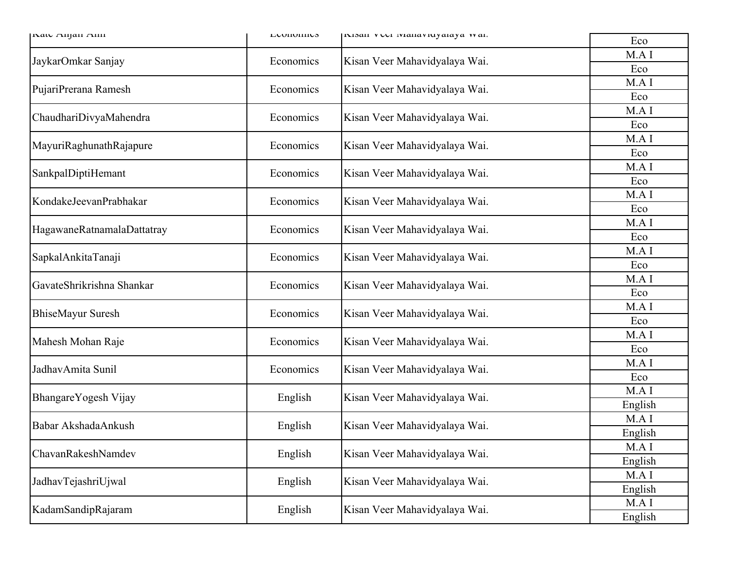| Kate Anjali Anil | Economics | Kisan Veer Mahavidyalaya Wai. | Eco |
|---|---|---|---|
| JaykarOmkar Sanjay | Economics | Kisan Veer Mahavidyalaya Wai. | M.A I Eco |
| PujariPrerana Ramesh | Economics | Kisan Veer Mahavidyalaya Wai. | M.A I Eco |
| ChaudhariDivyaMahendra | Economics | Kisan Veer Mahavidyalaya Wai. | M.A I Eco |
| MayuriRaghunathRajapure | Economics | Kisan Veer Mahavidyalaya Wai. | M.A I Eco |
| SankpalDiptiHemant | Economics | Kisan Veer Mahavidyalaya Wai. | M.A I Eco |
| KondakeJeevanPrabhakar | Economics | Kisan Veer Mahavidyalaya Wai. | M.A I Eco |
| HagawaneRatnamalaDattatray | Economics | Kisan Veer Mahavidyalaya Wai. | M.A I Eco |
| SapkalAnkitaTanaji | Economics | Kisan Veer Mahavidyalaya Wai. | M.A I Eco |
| GavateShrikrishna Shankar | Economics | Kisan Veer Mahavidyalaya Wai. | M.A I Eco |
| BhiseMayur Suresh | Economics | Kisan Veer Mahavidyalaya Wai. | M.A I Eco |
| Mahesh Mohan Raje | Economics | Kisan Veer Mahavidyalaya Wai. | M.A I Eco |
| JadhavAmita Sunil | Economics | Kisan Veer Mahavidyalaya Wai. | M.A I Eco |
| BhangareYogesh Vijay | English | Kisan Veer Mahavidyalaya Wai. | M.A I English |
| Babar AkshadaAnkush | English | Kisan Veer Mahavidyalaya Wai. | M.A I English |
| ChavanRakeshNamdev | English | Kisan Veer Mahavidyalaya Wai. | M.A I English |
| JadhavTejashriUjwal | English | Kisan Veer Mahavidyalaya Wai. | M.A I English |
| KadamSandipRajaram | English | Kisan Veer Mahavidyalaya Wai. | M.A I English |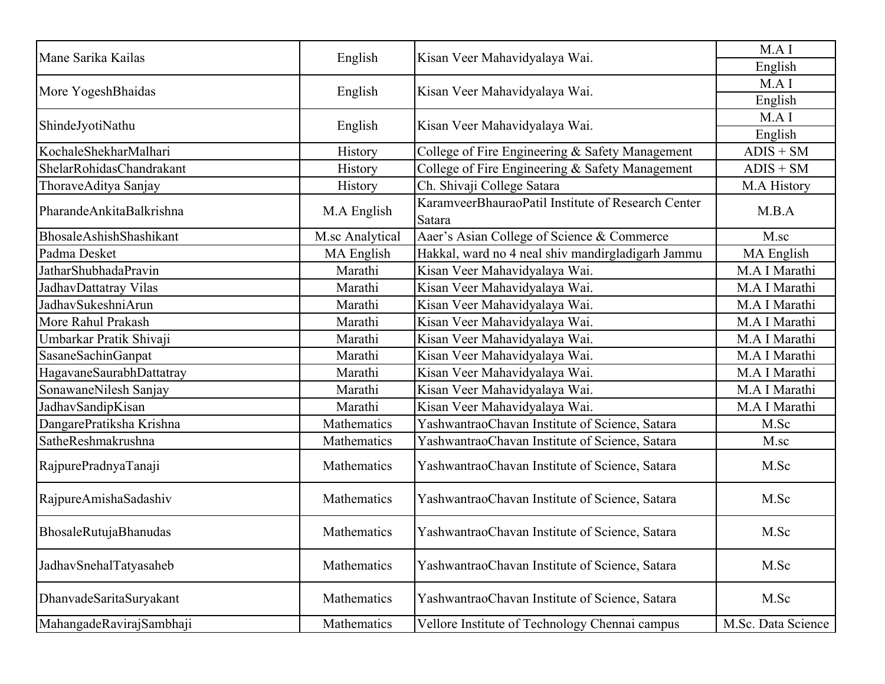| | | | |
|---|---|---|---|
| Mane Sarika Kailas | English | Kisan Veer Mahavidyalaya Wai. | M.A I English |
| More YogeshBhaidas | English | Kisan Veer Mahavidyalaya Wai. | M.A I English |
| ShindeJyotiNathu | English | Kisan Veer Mahavidyalaya Wai. | M.A I English |
| KochaleShekharMalhari | History | College of Fire Engineering & Safety Management | ADIS + SM |
| ShelarRohidasChandrakant | History | College of Fire Engineering & Safety Management | ADIS + SM |
| ThoraveAditya Sanjay | History | Ch. Shivaji College Satara | M.A History |
| PharandeAnkitaBalkrishna | M.A English | KaramveerBhauraoPatil Institute of Research Center Satara | M.B.A |
| BhosaleAshishShashikant | M.sc Analytical | Aaer's Asian College of Science & Commerce | M.sc |
| Padma Desket | MA English | Hakkal, ward no 4 neal shiv mandirgladigarh Jammu | MA English |
| JatharShubhadaPravin | Marathi | Kisan Veer Mahavidyalaya Wai. | M.A I Marathi |
| JadhavDattatray Vilas | Marathi | Kisan Veer Mahavidyalaya Wai. | M.A I Marathi |
| JadhavSukeshniArun | Marathi | Kisan Veer Mahavidyalaya Wai. | M.A I Marathi |
| More Rahul Prakash | Marathi | Kisan Veer Mahavidyalaya Wai. | M.A I Marathi |
| Umbarkar Pratik Shivaji | Marathi | Kisan Veer Mahavidyalaya Wai. | M.A I Marathi |
| SasaneSachinGanpat | Marathi | Kisan Veer Mahavidyalaya Wai. | M.A I Marathi |
| HagavaneSaurabhDattatray | Marathi | Kisan Veer Mahavidyalaya Wai. | M.A I Marathi |
| SonawaneNilesh Sanjay | Marathi | Kisan Veer Mahavidyalaya Wai. | M.A I Marathi |
| JadhavSandipKisan | Marathi | Kisan Veer Mahavidyalaya Wai. | M.A I Marathi |
| DangarePratiksha Krishna | Mathematics | YashwantraoChavan Institute of Science, Satara | M.Sc |
| SatheReshmakrushna | Mathematics | YashwantraoChavan Institute of Science, Satara | M.sc |
| RajpurePradnyaTanaji | Mathematics | YashwantraoChavan Institute of Science, Satara | M.Sc |
| RajpureAmishaSadashiv | Mathematics | YashwantraoChavan Institute of Science, Satara | M.Sc |
| BhosaleRutujaBhanudas | Mathematics | YashwantraoChavan Institute of Science, Satara | M.Sc |
| JadhavSnehalTatyasaheb | Mathematics | YashwantraoChavan Institute of Science, Satara | M.Sc |
| DhanvadeSaritaSuryakant | Mathematics | YashwantraoChavan Institute of Science, Satara | M.Sc |
| MahangadeRavirajSambhaji | Mathematics | Vellore Institute of Technology Chennai campus | M.Sc. Data Science |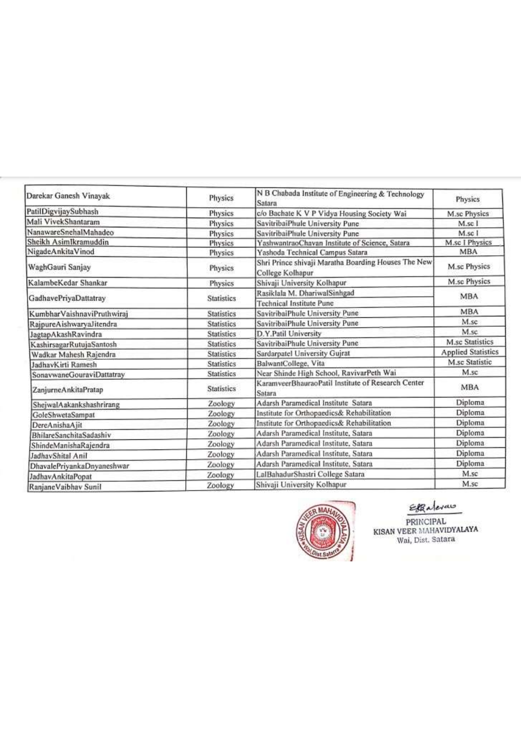| | | | |
|---|---|---|---|
| Darekar Ganesh Vinayak | Physics | N B Chabada Institute of Engineering & Technology Satara | Physics |
| PatilDigvijaySubhash | Physics | c/o Bachate K V P Vidya Housing Society Wai | M.sc Physics |
| Mali VivekShantaram | Physics | SavitribaiPhule University Pune | M.sc I |
| NanawareSnehalMahadeo | Physics | SavitribaiPhule University Pune | M.sc I |
| Sheikh AsimIkramuddin | Physics | YashwantraoChavan Institute of Science, Satara | M.sc I Physics |
| NigadeAnkitaVinod | Physics | Yashoda Technical Campus Satara | MBA |
| WaghGauri Sanjay | Physics | Shri Prince shivaji Maratha Boarding Houses The New College Kolhapur | M.sc Physics |
| KalambeKedar Shankar | Physics | Shivaji University Kolhapur | M.sc Physics |
| GadhavePriyaDattatray | Statistics | Rasiklala M. DhariwalSinhgad Technical Institute Pune | MBA |
| KumbharVaishnaviPruthwiraj | Statistics | SavitribaiPhule University Pune | MBA |
| RajpureAishwaryaJitendra | Statistics | SavitribaiPhule University Pune | M.sc |
| JagtapAkashRavindra | Statistics | D.Y.Patil University | M.sc |
| KashirsagarRutujaSantosh | Statistics | SavitribaiPhule University Pune | M.sc Statistics |
| Wadkar Mahesh Rajendra | Statistics | Sardarpatel University Gujrat | Applied Statistics |
| JadhavKirti Ramesh | Statistics | BalwantCollege, Vita | M.sc Statistic |
| SonavwaneGouraviDattatray | Statistics | Near Shinde High School, RavivarPeth Wai | M.sc |
| ZanjurneAnkitaPratap | Statistics | KaramveerBhauraoPatil Institute of Research Center Satara | MBA |
| ShejwalAakankshashrirang | Zoology | Adarsh Paramedical Institute Satara | Diploma |
| GoleShwetaSampat | Zoology | Institute for Orthopaedics& Rehabilitation | Diploma |
| DereAnishaAjit | Zoology | Institute for Orthopaedics& Rehabilitation | Diploma |
| BhilareSanchitaSadashiv | Zoology | Adarsh Paramedical Institute, Satara | Diploma |
| ShindeManishaRajendra | Zoology | Adarsh Paramedical Institute, Satara | Diploma |
| JadhavShital Anil | Zoology | Adarsh Paramedical Institute, Satara | Diploma |
| DhavalePriyankaDnyaneshwar | Zoology | Adarsh Paramedical Institute, Satara | Diploma |
| JadhavAnkitaPopat | Zoology | LalBahadurShastri College Satara | M.sc |
| RanjaneVaibhav Sunil | Zoology | Shivaji University Kolhapur | M.sc |

PRINCIPAL
KISAN VEER MAHAVIDYALAYA
Wai, Dist. Satara